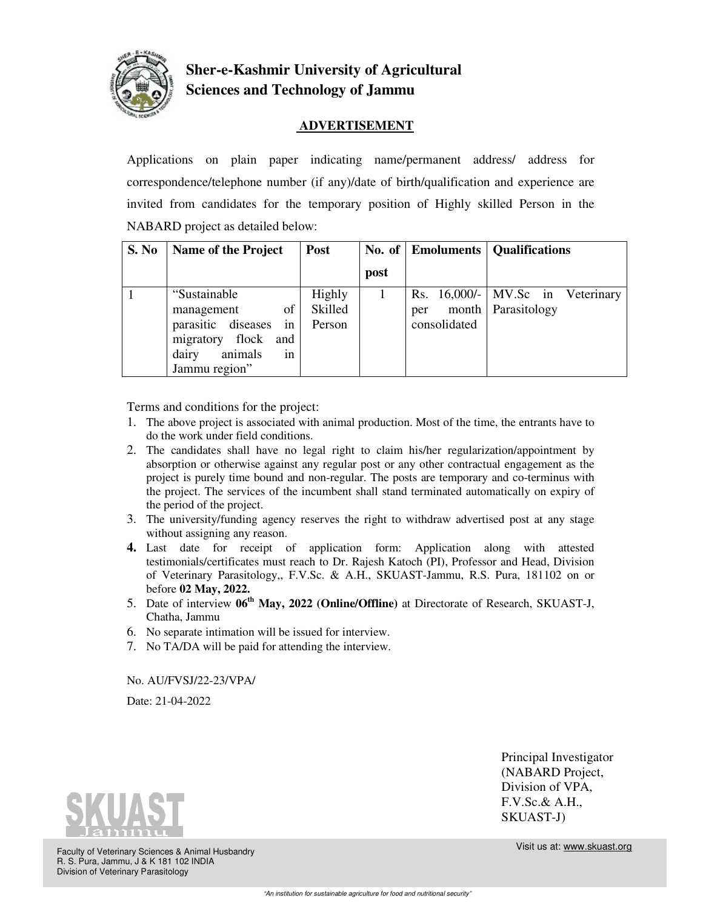# Sher-e-Kashmir University of Agricultural Sciences and Technology of Jammu

## ADVERTISEMENT

Applications on plain paper indicating name/permanent address/ address for correspondence/telephone number (if any)/date of birth/qualification and experience are invited from candidates for the temporary position of Highly skilled Person in the NABARD project as detailed below:

| S. No | Name of the Project | Post | No. of post | Emoluments | Qualifications |
|---|---|---|---|---|---|
| 1 | "Sustainable management of parasitic diseases in migratory flock and dairy animals in Jammu region" | Highly Skilled Person | 1 | Rs. 16,000/- per month consolidated | MV.Sc in Veterinary Parasitology |

Terms and conditions for the project:

1. The above project is associated with animal production. Most of the time, the entrants have to do the work under field conditions.
2. The candidates shall have no legal right to claim his/her regularization/appointment by absorption or otherwise against any regular post or any other contractual engagement as the project is purely time bound and non-regular. The posts are temporary and co-terminus with the project. The services of the incumbent shall stand terminated automatically on expiry of the period of the project.
3. The university/funding agency reserves the right to withdraw advertised post at any stage without assigning any reason.
4. Last date for receipt of application form: Application along with attested testimonials/certificates must reach to Dr. Rajesh Katoch (PI), Professor and Head, Division of Veterinary Parasitology,, F.V.Sc. & A.H., SKUAST-Jammu, R.S. Pura, 181102 on or before **02 May, 2022.**
5. Date of interview **06th May, 2022 (Online/Offline)** at Directorate of Research, SKUAST-J, Chatha, Jammu
6. No separate intimation will be issued for interview.
7. No TA/DA will be paid for attending the interview.

No. AU/FVSJ/22-23/VPA/

Date: 21-04-2022

Principal Investigator
(NABARD Project,
Division of VPA,
F.V.Sc.& A.H.,
SKUAST-J)

Faculty of Veterinary Sciences & Animal Husbandry
R. S. Pura, Jammu, J & K 181 102 INDIA
Division of Veterinary Parasitology

Visit us at: www.skuast.org

*"An institution for sustainable agriculture for food and nutritional security"*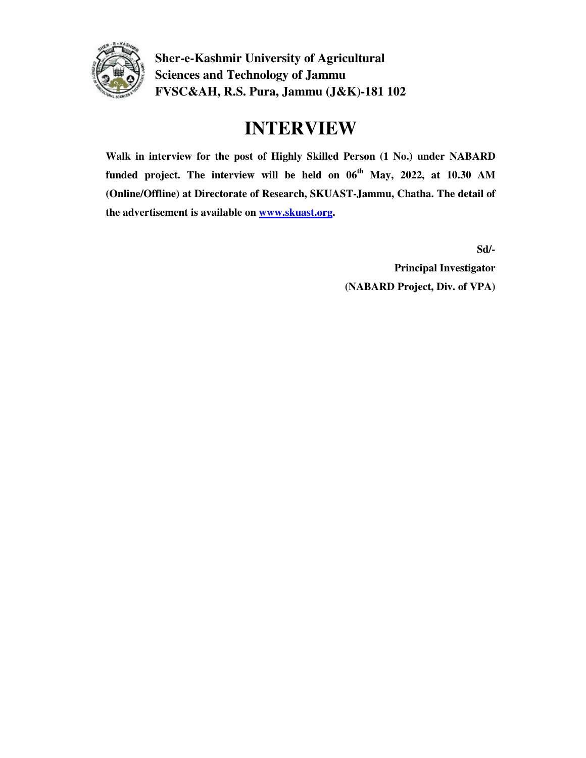**Sher-e-Kashmir University of Agricultural Sciences and Technology of Jammu**
**FVSC&AH, R.S. Pura, Jammu (J&K)-181 102**

# INTERVIEW

**Walk in interview for the post of Highly Skilled Person (1 No.) under NABARD funded project. The interview will be held on 06th May, 2022, at 10.30 AM (Online/Offline) at Directorate of Research, SKUAST-Jammu, Chatha. The detail of the advertisement is available on [www.skuast.org](http://www.skuast.org).**

**Sd/-**

**Principal Investigator**

**(NABARD Project, Div. of VPA)**